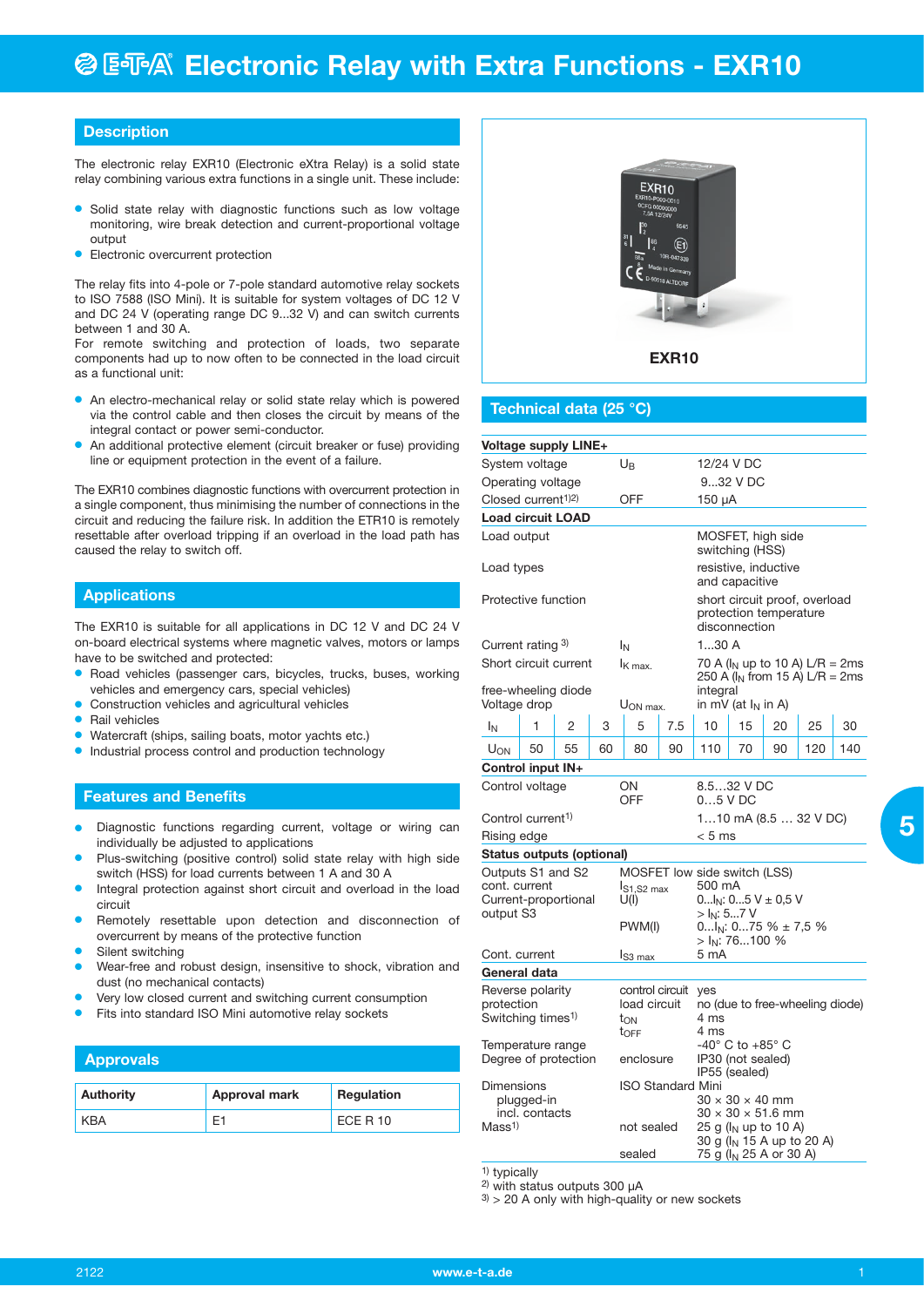# Electronic Relay with Extra Functions - EXR10

## Description

The electronic relay EXR10 (Electronic eXtra Relay) is a solid state relay combining various extra functions in a single unit. These include:

- Solid state relay with diagnostic functions such as low voltage monitoring, wire break detection and current-proportional voltage output
- Electronic overcurrent protection

The relay fits into 4-pole or 7-pole standard automotive relay sockets to ISO 7588 (ISO Mini). It is suitable for system voltages of DC 12 V and DC 24 V (operating range DC 9...32 V) and can switch currents between 1 and 30 A.

For remote switching and protection of loads, two separate components had up to now often to be connected in the load circuit as a functional unit:

- An electro-mechanical relay or solid state relay which is powered via the control cable and then closes the circuit by means of the integral contact or power semi-conductor.
- An additional protective element (circuit breaker or fuse) providing line or equipment protection in the event of a failure.

The EXR10 combines diagnostic functions with overcurrent protection in a single component, thus minimising the number of connections in the circuit and reducing the failure risk. In addition the ETR10 is remotely resettable after overload tripping if an overload in the load path has caused the relay to switch off.

## Applications

The EXR10 is suitable for all applications in DC 12 V and DC 24 V on-board electrical systems where magnetic valves, motors or lamps have to be switched and protected:

- Road vehicles (passenger cars, bicycles, trucks, buses, working vehicles and emergency cars, special vehicles)
- Construction vehicles and agricultural vehicles
- Rail vehicles
- Watercraft (ships, sailing boats, motor yachts etc.)
- Industrial process control and production technology

## Features and Benefits

- Diagnostic functions regarding current, voltage or wiring can individually be adjusted to applications
- Plus-switching (positive control) solid state relay with high side switch (HSS) for load currents between 1 A and 30 A
- Integral protection against short circuit and overload in the load circuit
- Remotely resettable upon detection and disconnection of overcurrent by means of the protective function
- Silent switching
- Wear-free and robust design, insensitive to shock, vibration and dust (no mechanical contacts)
- Very low closed current and switching current consumption
- Fits into standard ISO Mini automotive relay sockets

## Approvals

| Authority | Approval mark | Regulation |
|---|---|---|
| KBA | E1 | ECE R 10 |

EXR10

## Technical data (25 °C)

| | | |
|---|---|---|
| **Voltage supply LINE+** | | |
| System voltage | $U_B$ | 12/24 V DC |
| Operating voltage | | 9...32 V DC |
| Closed current[1)2)] | OFF | 150 µA |
| **Load circuit LOAD** | | |
| Load output | | MOSFET, high side switching (HSS) |
| Load types | | resistive, inductive and capacitive |
| Protective function | | short circuit proof, overload protection temperature disconnection |
| Current rating [3)] | $I_N$ | 1...30 A |
| Short circuit current | $I_{K\ max.}$ | 70 A ($I_N$ up to 10 A) L/R = 2ms<br>250 A ($I_N$ from 15 A) L/R = 2ms |
| free-wheeling diode | | integral |
| Voltage drop | $U_{ON\ max.}$ | in mV (at $I_N$ in A) |

| $I_N$ | 1 | 2 | 3 | 5 | 7.5 | 10 | 15 | 20 | 25 | 30 |
|---|---|---|---|---|---|---|---|---|---|---|
| $U_{ON}$ | 50 | 55 | 60 | 80 | 90 | 110 | 70 | 90 | 120 | 140 |

| | | |
|---|---|---|
| **Control input IN+** | | |
| Control voltage | ON<br>OFF | 8.5…32 V DC<br>0…5 V DC |
| Control current[1)] | | 1…10 mA (8.5 … 32 V DC) |
| Rising edge | | < 5 ms |
| **Status outputs (optional)** | | |
| Outputs S1 and S2 | MOSFET low side switch (LSS) | |
| cont. current | $I_{S1,S2\ max}$ | 500 mA |
| Current-proportional output S3 | U(I) | 0...$I_N$: 0...5 V ± 0,5 V<br>> $I_N$: 5...7 V |
| | PWM(I) | 0...$I_N$: 0...75 % ± 7,5 %<br>> $I_N$: 76...100 % |
| Cont. current | $I_{S3\ max}$ | 5 mA |
| **General data** | | |
| Reverse polarity protection | control circuit<br>load circuit | yes<br>no (due to free-wheeling diode) |
| Switching times[1)] | $t_{ON}$<br>$t_{OFF}$ | 4 ms<br>4 ms |
| Temperature range | | -40° C to +85° C |
| Degree of protection | enclosure | IP30 (not sealed)<br>IP55 (sealed) |
| Dimensions | ISO Standard Mini | |
| plugged-in | | 30 × 30 × 40 mm |
| incl. contacts | | 30 × 30 × 51.6 mm |
| Mass[1)] | not sealed | 25 g ($I_N$ up to 10 A)<br>30 g ($I_N$ 15 A up to 20 A) |
| | sealed | 75 g ($I_N$ 25 A or 30 A) |

[1)] typically
[2)] with status outputs 300 µA
[3)] > 20 A only with high-quality or new sockets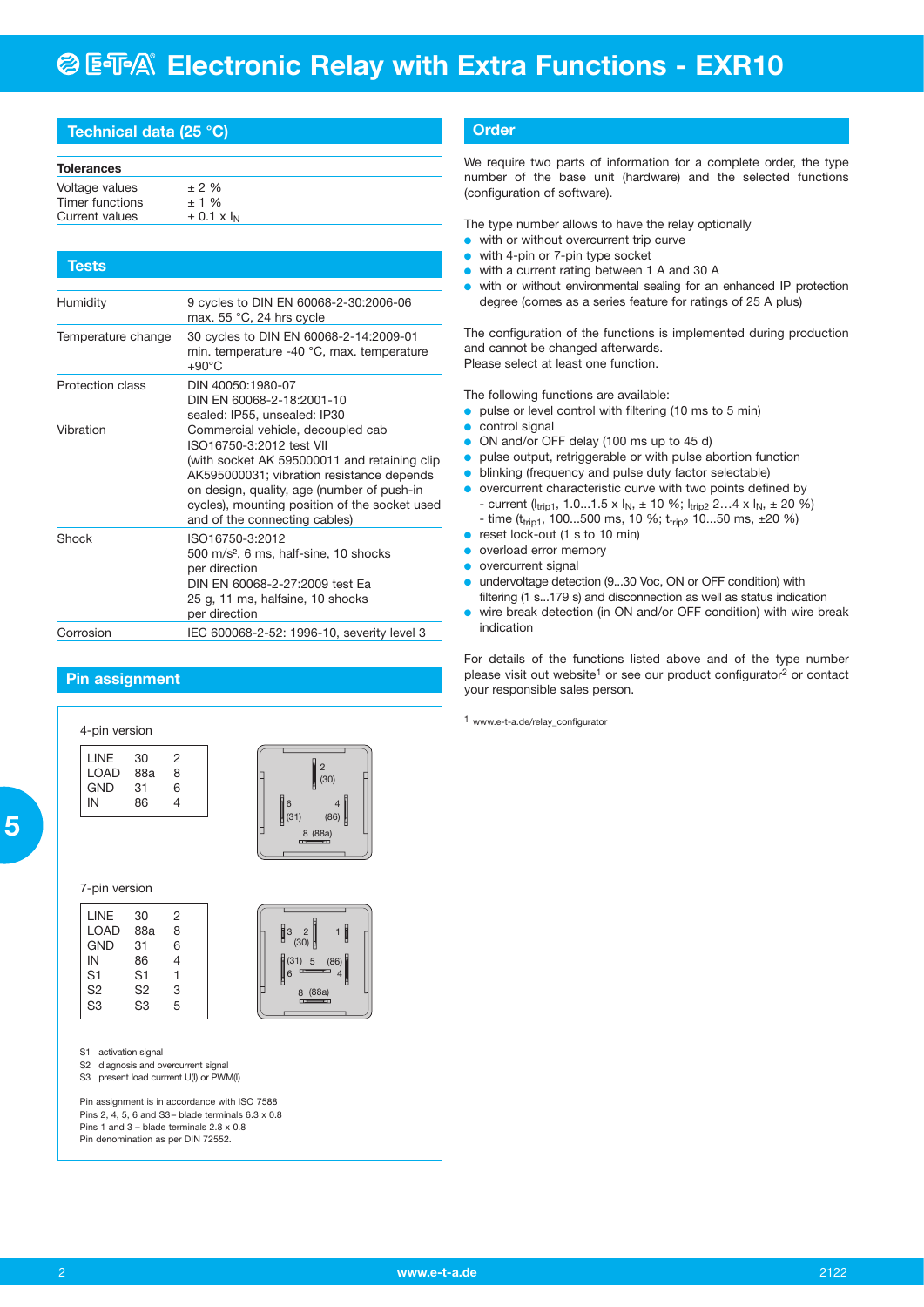# Electronic Relay with Extra Functions - EXR10

## Technical data (25 °C)

| Tolerances | |
|---|---|
| Voltage values | ± 2 % |
| Timer functions | ± 1 % |
| Current values | ± 0.1 x $I_N$ |

## Tests

| | |
|---|---|
| Humidity | 9 cycles to DIN EN 60068-2-30:2006-06 max. 55 °C, 24 hrs cycle |
| Temperature change | 30 cycles to DIN EN 60068-2-14:2009-01 min. temperature -40 °C, max. temperature +90°C |
| Protection class | DIN 40050:1980-07 DIN EN 60068-2-18:2001-10 sealed: IP55, unsealed: IP30 |
| Vibration | Commercial vehicle, decoupled cab ISO16750-3:2012 test VII (with socket AK 595000011 and retaining clip AK595000031; vibration resistance depends on design, quality, age (number of push-in cycles), mounting position of the socket used and of the connecting cables) |
| Shock | ISO16750-3:2012 500 m/s², 6 ms, half-sine, 10 shocks per direction DIN EN 60068-2-27:2009 test Ea 25 g, 11 ms, halfsine, 10 shocks per direction |
| Corrosion | IEC 600068-2-52: 1996-10, severity level 3 |

## Pin assignment

4-pin version

| | | |
|---|---|---|
| LINE | 30 | 2 |
| LOAD | 88a | 8 |
| GND | 31 | 6 |
| IN | 86 | 4 |

7-pin version

| | | |
|---|---|---|
| LINE | 30 | 2 |
| LOAD | 88a | 8 |
| GND | 31 | 6 |
| IN | 86 | 4 |
| S1 | S1 | 1 |
| S2 | S2 | 3 |
| S3 | S3 | 5 |

S1 activation signal
S2 diagnosis and overcurrent signal
S3 present load current U(I) or PWM(I)

Pin assignment is in accordance with ISO 7588
Pins 2, 4, 5, 6 and S3– blade terminals 6.3 x 0.8
Pins 1 and 3 – blade terminals 2.8 x 0.8
Pin denomination as per DIN 72552.

## Order

We require two parts of information for a complete order, the type number of the base unit (hardware) and the selected functions (configuration of software).

The type number allows to have the relay optionally
- with or without overcurrent trip curve
- with 4-pin or 7-pin type socket
- with a current rating between 1 A and 30 A
- with or without environmental sealing for an enhanced IP protection degree (comes as a series feature for ratings of 25 A plus)

The configuration of the functions is implemented during production and cannot be changed afterwards.
Please select at least one function.

The following functions are available:
- pulse or level control with filtering (10 ms to 5 min)
- control signal
- ON and/or OFF delay (100 ms up to 45 d)
- pulse output, retriggerable or with pulse abortion function
- blinking (frequency and pulse duty factor selectable)
- overcurrent characteristic curve with two points defined by
  - current ($I_{trip1}$, 1.0...1.5 x $I_N$, ± 10 %; $I_{trip2}$ 2…4 x $I_N$, ± 20 %)
  - time ($t_{trip1}$, 100...500 ms, 10 %; $t_{trip2}$ 10...50 ms, ±20 %)
- reset lock-out (1 s to 10 min)
- overload error memory
- overcurrent signal
- undervoltage detection (9...30 Voc, ON or OFF condition) with filtering (1 s...179 s) and disconnection as well as status indication
- wire break detection (in ON and/or OFF condition) with wire break indication

For details of the functions listed above and of the type number please visit out website[1] or see our product configurator[2] or contact your responsible sales person.

[1] www.e-t-a.de/relay_configurator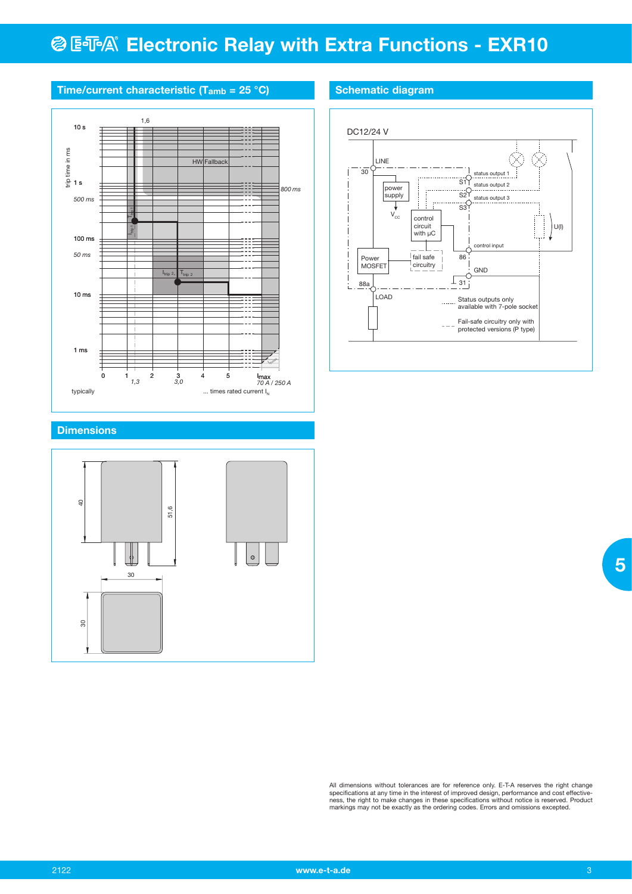# Electronic Relay with Extra Functions - EXR10

## Time/current characteristic ($T_{amb}$ = 25 °C)

1,6
10 s
trip time in ms
HW Fallback
1 s
800 ms
500 ms
$I_{trip\ 1}$
$T_{trip\ 1}$
100 ms
50 ms
$I_{trip\ 2}$
$T_{trip\ 2}$
10 ms
1 ms
0
1
1,3
2
3
3,0
4
5
$I_{max}$
70 A / 250 A
typically
... times rated current $I_N$

## Schematic diagram

DC12/24 V
LINE
30
power supply
$V_{cc}$
control circuit with µC
S1
status output 1
S2
status output 2
S3
status output 3
U(I)
control input
86
Power MOSFET
fail safe circuitry
GND
31
88a
LOAD
Status outputs only available with 7-pole socket
Fail-safe circuitry only with protected versions (P type)

## Dimensions

40
51,6
30
30

All dimensions without tolerances are for reference only. E-T-A reserves the right change specifications at any time in the interest of improved design, performance and cost effectiveness, the right to make changes in these specifications without notice is reserved. Product markings may not be exactly as the ordering codes. Errors and omissions excepted.

2122

www.e-t-a.de